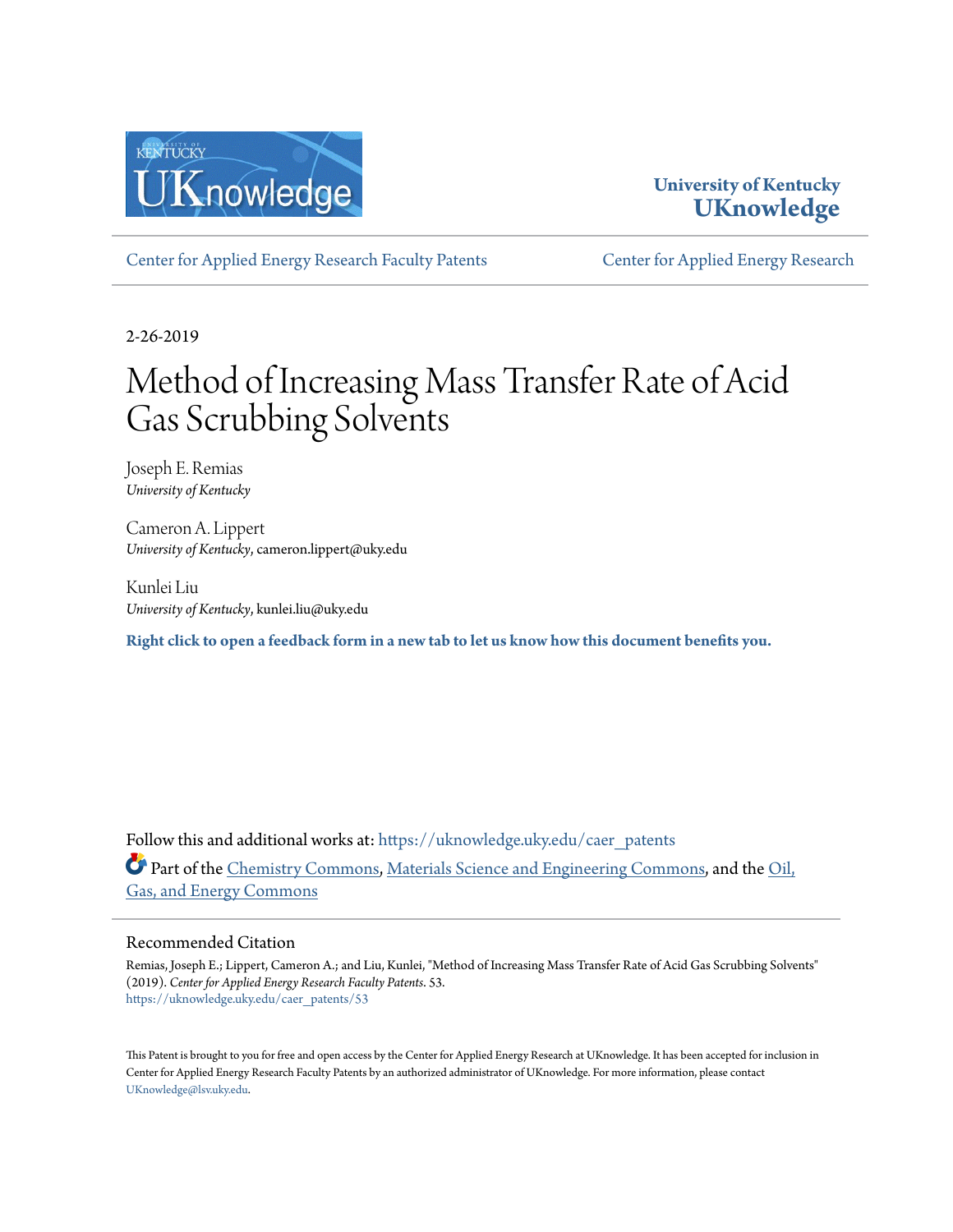University of Kentucky
**UKnowledge**

Center for Applied Energy Research Faculty Patents | Center for Applied Energy Research

2-26-2019

# Method of Increasing Mass Transfer Rate of Acid Gas Scrubbing Solvents

Joseph E. Remias
*University of Kentucky*

Cameron A. Lippert
*University of Kentucky*, cameron.lippert@uky.edu

Kunlei Liu
*University of Kentucky*, kunlei.liu@uky.edu

**Right click to open a feedback form in a new tab to let us know how this document benefits you.**

Follow this and additional works at: https://uknowledge.uky.edu/caer_patents

Part of the Chemistry Commons, Materials Science and Engineering Commons, and the Oil, Gas, and Energy Commons

## Recommended Citation

Remias, Joseph E.; Lippert, Cameron A.; and Liu, Kunlei, "Method of Increasing Mass Transfer Rate of Acid Gas Scrubbing Solvents" (2019). *Center for Applied Energy Research Faculty Patents*. 53.
https://uknowledge.uky.edu/caer_patents/53

This Patent is brought to you for free and open access by the Center for Applied Energy Research at UKnowledge. It has been accepted for inclusion in Center for Applied Energy Research Faculty Patents by an authorized administrator of UKnowledge. For more information, please contact UKnowledge@lsv.uky.edu.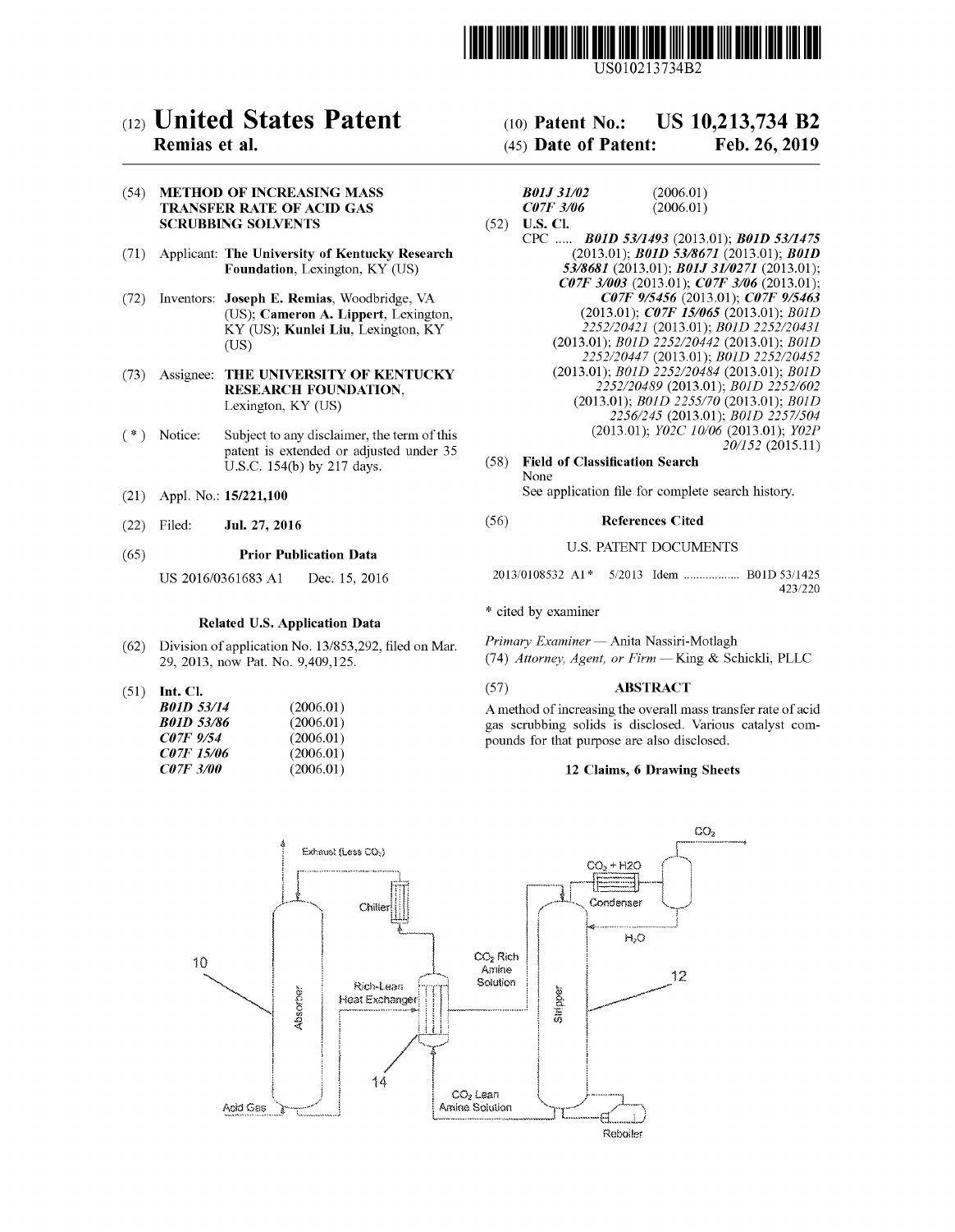US010213734B2

# (12) United States Patent
**Remias et al.**

(10) **Patent No.: US 10,213,734 B2**

(45) **Date of Patent: Feb. 26, 2019**

(54) **METHOD OF INCREASING MASS TRANSFER RATE OF ACID GAS SCRUBBING SOLVENTS**

(71) Applicant: **The University of Kentucky Research Foundation**, Lexington, KY (US)

(72) Inventors: **Joseph E. Remias**, Woodbridge, VA (US); **Cameron A. Lippert**, Lexington, KY (US); **Kunlei Liu**, Lexington, KY (US)

(73) Assignee: **THE UNIVERSITY OF KENTUCKY RESEARCH FOUNDATION**, Lexington, KY (US)

( * ) Notice: Subject to any disclaimer, the term of this patent is extended or adjusted under 35 U.S.C. 154(b) by 217 days.

(21) Appl. No.: **15/221,100**

(22) Filed: **Jul. 27, 2016**

(65) **Prior Publication Data**

US 2016/0361683 A1 Dec. 15, 2016

**Related U.S. Application Data**

(62) Division of application No. 13/853,292, filed on Mar. 29, 2013, now Pat. No. 9,409,125.

(51) **Int. Cl.**

| | |
|---|---|
| ***B01D 53/14*** | (2006.01) |
| ***B01D 53/86*** | (2006.01) |
| ***C07F 9/54*** | (2006.01) |
| ***C07F 15/06*** | (2006.01) |
| ***C07F 3/00*** | (2006.01) |
| ***B01J 31/02*** | (2006.01) |
| ***C07F 3/06*** | (2006.01) |

(52) **U.S. Cl.**

CPC ..... ***B01D 53/1493*** (2013.01); ***B01D 53/1475*** (2013.01); ***B01D 53/8671*** (2013.01); ***B01D 53/8681*** (2013.01); ***B01J 31/0271*** (2013.01); ***C07F 3/003*** (2013.01); ***C07F 3/06*** (2013.01); ***C07F 9/5456*** (2013.01); ***C07F 9/5463*** (2013.01); ***C07F 15/065*** (2013.01); *B01D 2252/20421* (2013.01); *B01D 2252/20431* (2013.01); *B01D 2252/20442* (2013.01); *B01D 2252/20447* (2013.01); *B01D 2252/20452* (2013.01); *B01D 2252/20484* (2013.01); *B01D 2252/20489* (2013.01); *B01D 2252/602* (2013.01); *B01D 2255/70* (2013.01); *B01D 2256/245* (2013.01); *B01D 2257/504* (2013.01); *Y02C 10/06* (2013.01); *Y02P 20/152* (2015.11)

(58) **Field of Classification Search**

None

See application file for complete search history.

(56) **References Cited**

U.S. PATENT DOCUMENTS

2013/0108532 A1 * 5/2013 Idem .................. B01D 53/1425 423/220

\* cited by examiner

*Primary Examiner* — Anita Nassiri-Motlagh

(74) *Attorney, Agent, or Firm* — King & Schickli, PLLC

(57) **ABSTRACT**

A method of increasing the overall mass transfer rate of acid gas scrubbing solids is disclosed. Various catalyst compounds for that purpose are also disclosed.

**12 Claims, 6 Drawing Sheets**

Exhaust (Less $CO_2$)

Chiller

$CO_2$

$CO_2$ + H2O

Condenser

$H_2O$

10

Absorber

Rich-Lean Heat Exchanger

$CO_2$ Rich Amine Solution

Stripper

12

14

Acid Gas

$CO_2$ Lean Amine Solution

Reboiler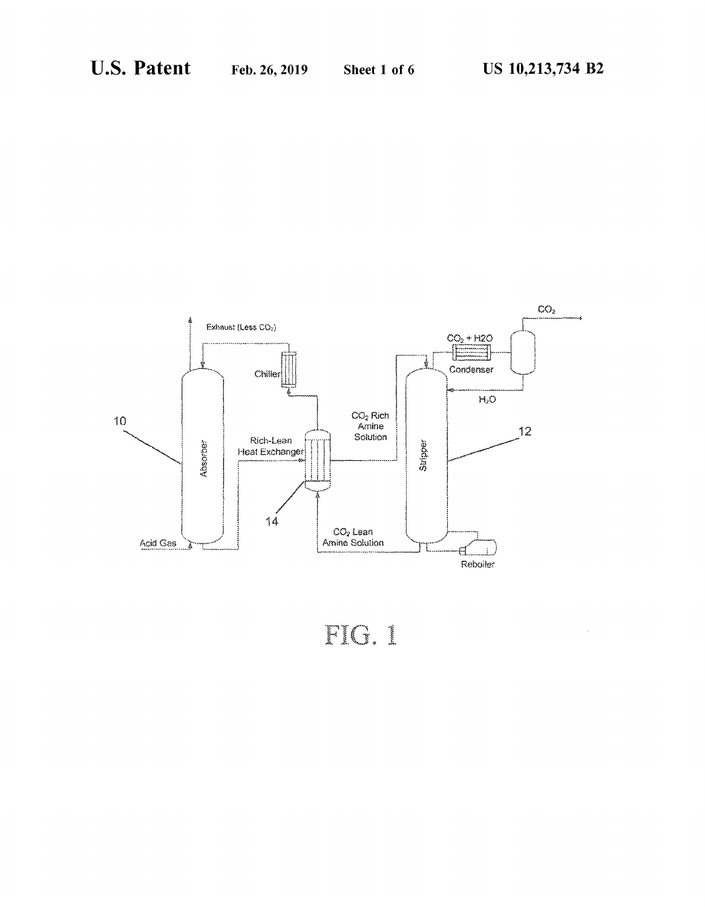Exhaust (Less $CO_2$)

Chiller

$CO_2$

$CO_2$ + H2O

Condenser

$H_2O$

10

Absorber

Rich-Lean Heat Exchanger

$CO_2$ Rich Amine Solution

Stripper

12

14

Acid Gas

$CO_2$ Lean Amine Solution

Reboiler

FIG. 1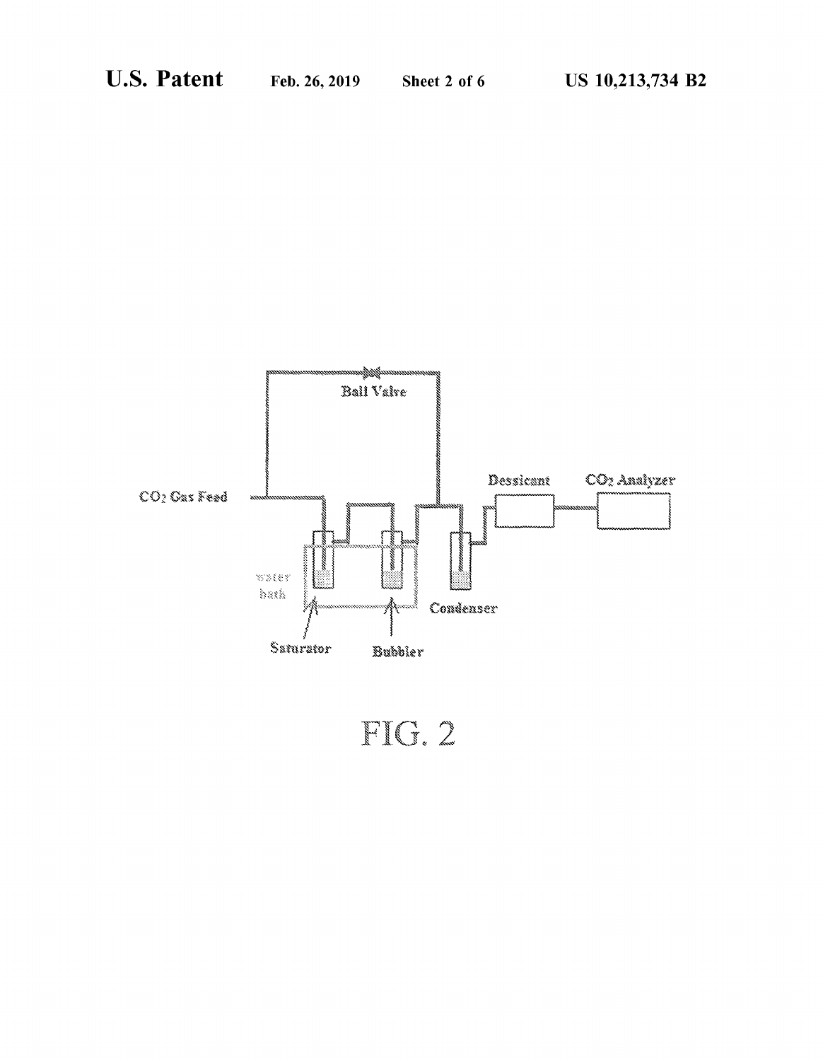Ball Valve

$CO_2$ Gas Feed

Dessicant

$CO_2$ Analyzer

water bath

Saturator

Bubbler

Condenser

FIG. 2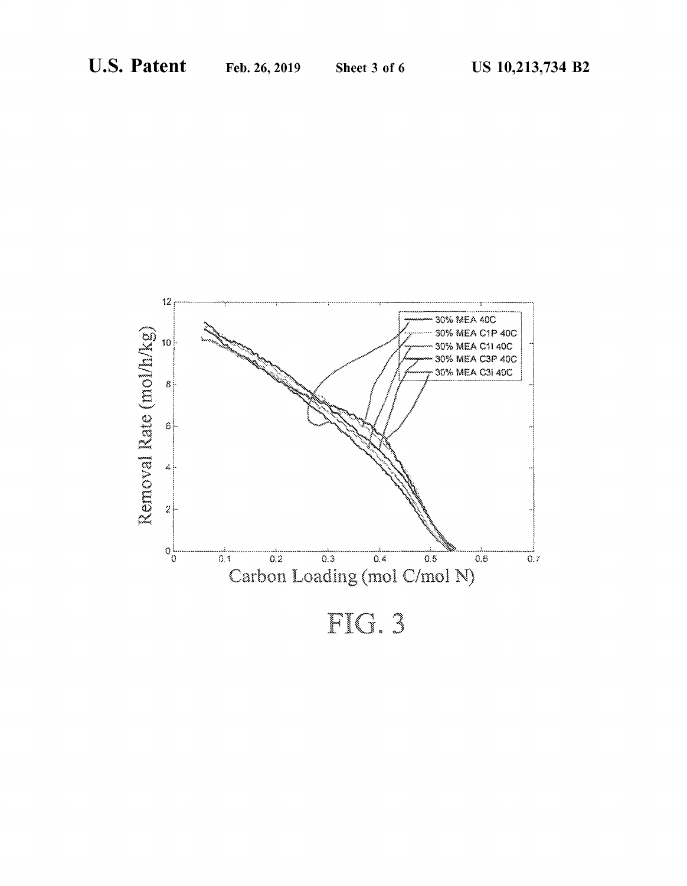12
10
8
6
4
2
0
0
0.1
0.2
0.3
0.4
0.5
0.6
0.7

Removal Rate (mol/h/kg)

Carbon Loading (mol C/mol N)

30% MEA 40C
30% MEA C1P 40C
30% MEA C1I 40C
30% MEA C3P 40C
30% MEA C3I 40C

FIG. 3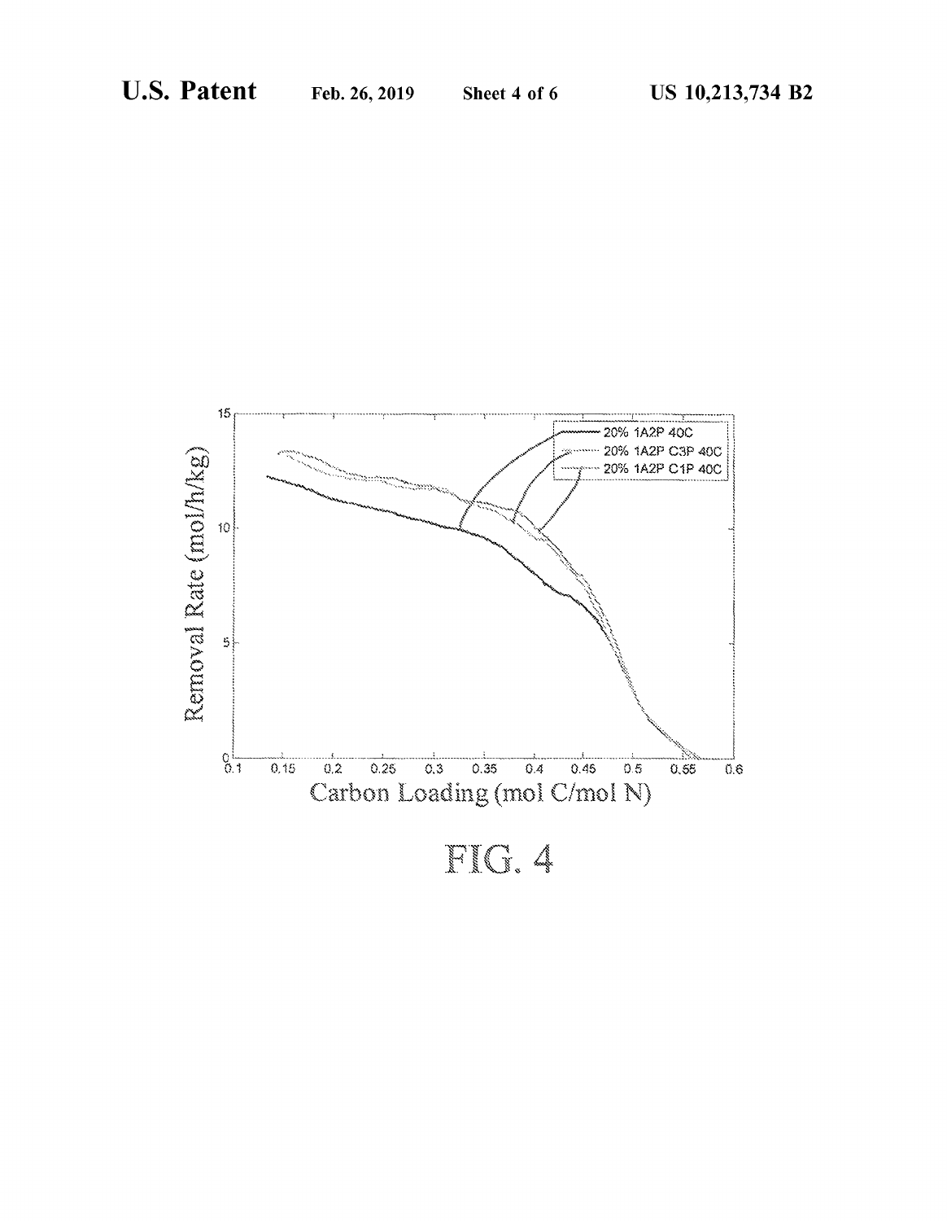15

10

5

0

0.1 0.15 0.2 0.25 0.3 0.35 0.4 0.45 0.5 0.55 0.6

Removal Rate (mol/h/kg)

Carbon Loading (mol C/mol N)

20% 1A2P 40C

20% 1A2P C3P 40C

20% 1A2P C1P 40C

FIG. 4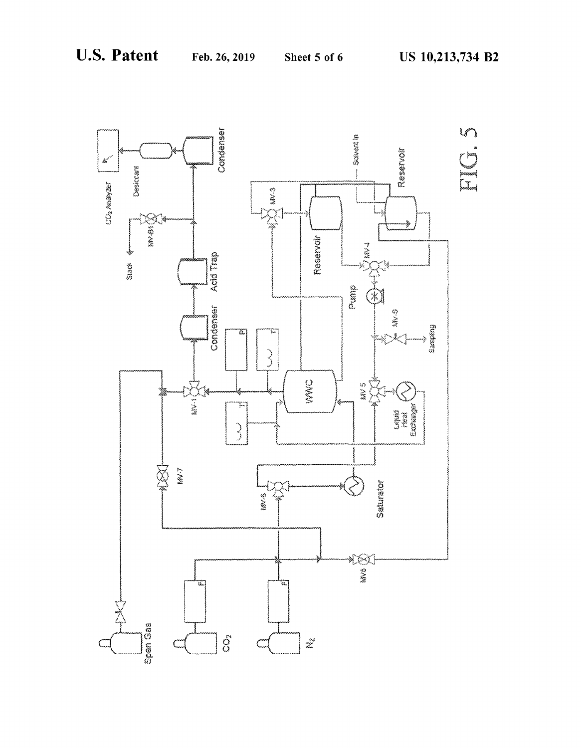CO2 Analyzer

Desiccant

Condenser

Stack

MV-B1

Acid Trap

Condenser

P

T

T

MV-1

MV-7

Span Gas

CO2

N2

F

F

MV-6

Saturator

WWC

MV 5

Liquid Heat Exchanger

MV-9

Sampling

Pump

MV-4

Reservoir

MV-3

Reservoir

Solvent In

MV8

FIG. 5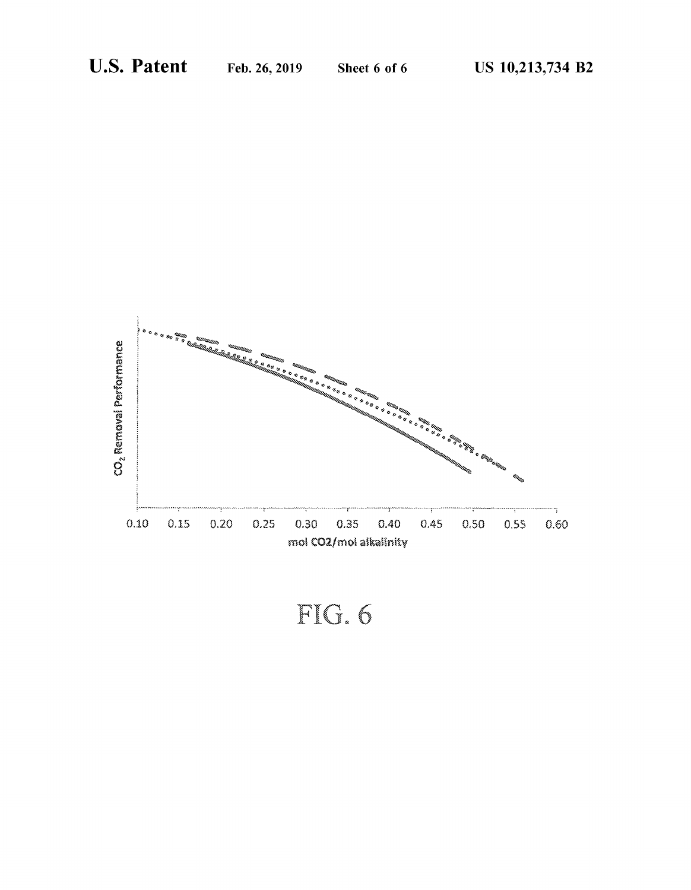$CO_2$ Removal Performance

0.10 0.15 0.20 0.25 0.30 0.35 0.40 0.45 0.50 0.55 0.60

mol CO2/mol alkalinity

FIG. 6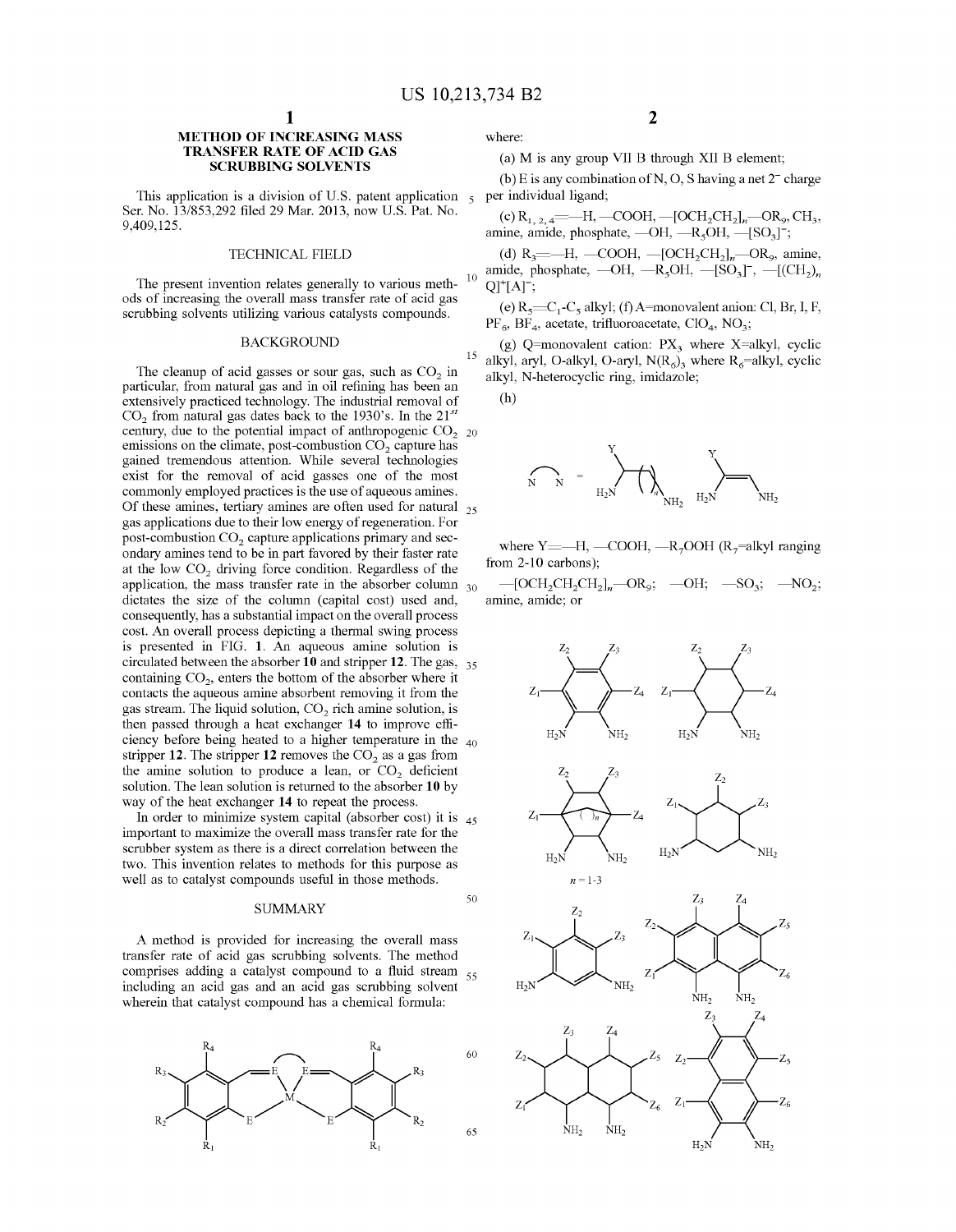# METHOD OF INCREASING MASS TRANSFER RATE OF ACID GAS SCRUBBING SOLVENTS

This application is a division of U.S. patent application Ser. No. 13/853,292 filed 29 Mar. 2013, now U.S. Pat. No. 9,409,125.

## TECHNICAL FIELD

The present invention relates generally to various methods of increasing the overall mass transfer rate of acid gas scrubbing solvents utilizing various catalysts compounds.

## BACKGROUND

The cleanup of acid gasses or sour gas, such as $CO_2$ in particular, from natural gas and in oil refining has been an extensively practiced technology. The industrial removal of $CO_2$ from natural gas dates back to the 1930's. In the $21^{st}$ century, due to the potential impact of anthropogenic $CO_2$ emissions on the climate, post-combustion $CO_2$ capture has gained tremendous attention. While several technologies exist for the removal of acid gasses one of the most commonly employed practices is the use of aqueous amines. Of these amines, tertiary amines are often used for natural gas applications due to their low energy of regeneration. For post-combustion $CO_2$ capture applications primary and secondary amines tend to be in part favored by their faster rate at the low $CO_2$ driving force condition. Regardless of the application, the mass transfer rate in the absorber column dictates the size of the column (capital cost) used and, consequently, has a substantial impact on the overall process cost. An overall process depicting a thermal swing process is presented in FIG. **1**. An aqueous amine solution is circulated between the absorber **10** and stripper **12**. The gas, containing $CO_2$, enters the bottom of the absorber where it contacts the aqueous amine absorbent removing it from the gas stream. The liquid solution, $CO_2$ rich amine solution, is then passed through a heat exchanger **14** to improve efficiency before being heated to a higher temperature in the stripper **12**. The stripper **12** removes the $CO_2$ as a gas from the amine solution to produce a lean, or $CO_2$ deficient solution. The lean solution is returned to the absorber **10** by way of the heat exchanger **14** to repeat the process.

In order to minimize system capital (absorber cost) it is important to maximize the overall mass transfer rate for the scrubber system as there is a direct correlation between the two. This invention relates to methods for this purpose as well as to catalyst compounds useful in those methods.

## SUMMARY

A method is provided for increasing the overall mass transfer rate of acid gas scrubbing solvents. The method comprises adding a catalyst compound to a fluid stream including an acid gas and an acid gas scrubbing solvent wherein that catalyst compound has a chemical formula:

where:

(a) M is any group VII B through XII B element;

(b) E is any combination of N, O, S having a net $2^{-}$ charge per individual ligand;

(c) $R_{1,2,4}$=—H, —COOH, —$[OCH_2CH_2]_n$—$OR_9$, $CH_3$, amine, amide, phosphate, —OH, —$R_5OH$, —$[SO_3]^-$;

(d) $R_3$=—H, —COOH, —$[OCH_2CH_2]_n$—$OR_9$, amine, amide, phosphate, —OH, —$R_5OH$, —$[SO_3]^-$, —$[(CH_2)_n Q]^+[A]^-$;

(e) $R_5$=$C_1$-$C_5$ alkyl; (f) A=monovalent anion: Cl, Br, I, F, $PF_6$, $BF_4$, acetate, trifluoroacetate, $ClO_4$, $NO_3$;

(g) Q=monovalent cation: $PX_3$ where X=alkyl, cyclic alkyl, aryl, O-alkyl, O-aryl, $N(R_6)_3$ where $R_6$=alkyl, cyclic alkyl, N-heterocyclic ring, imidazole;

(h)

where Y=—H, —COOH, —$R_7OOH$ ($R_7$=alkyl ranging from 2-10 carbons);

—$[OCH_2CH_2CH_2]_n$—$OR_9$; —OH; —$SO_3$; —$NO_2$; amine, amide; or

$n$ = 1-3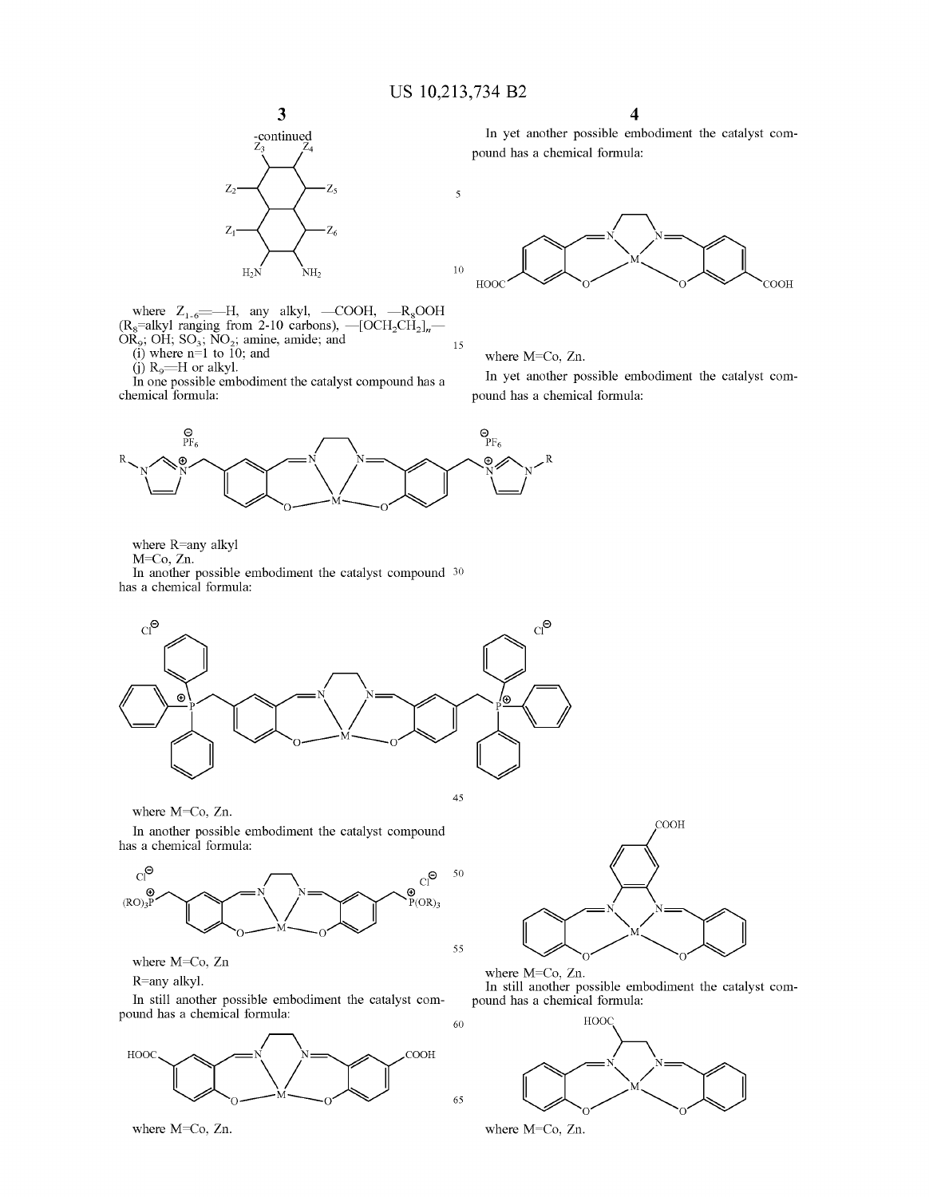-continued

where $Z_{1-6}$=—H, any alkyl, —COOH, —$R_8$OOH ($R_8$=alkyl ranging from 2-10 carbons), —$[OCH_2CH_2]_n$—$OR_9$; OH; $SO_3$; $NO_2$; amine, amide; and

(i) where n=1 to 10; and

(j) $R_9$=H or alkyl.

In one possible embodiment the catalyst compound has a chemical formula:

where R=any alkyl

M=Co, Zn.

In another possible embodiment the catalyst compound has a chemical formula:

where M=Co, Zn.

In another possible embodiment the catalyst compound has a chemical formula:

where M=Co, Zn

R=any alkyl.

In still another possible embodiment the catalyst compound has a chemical formula:

where M=Co, Zn.

In yet another possible embodiment the catalyst compound has a chemical formula:

where M=Co, Zn.

In yet another possible embodiment the catalyst compound has a chemical formula:

where M=Co, Zn.

In still another possible embodiment the catalyst compound has a chemical formula:

where M=Co, Zn.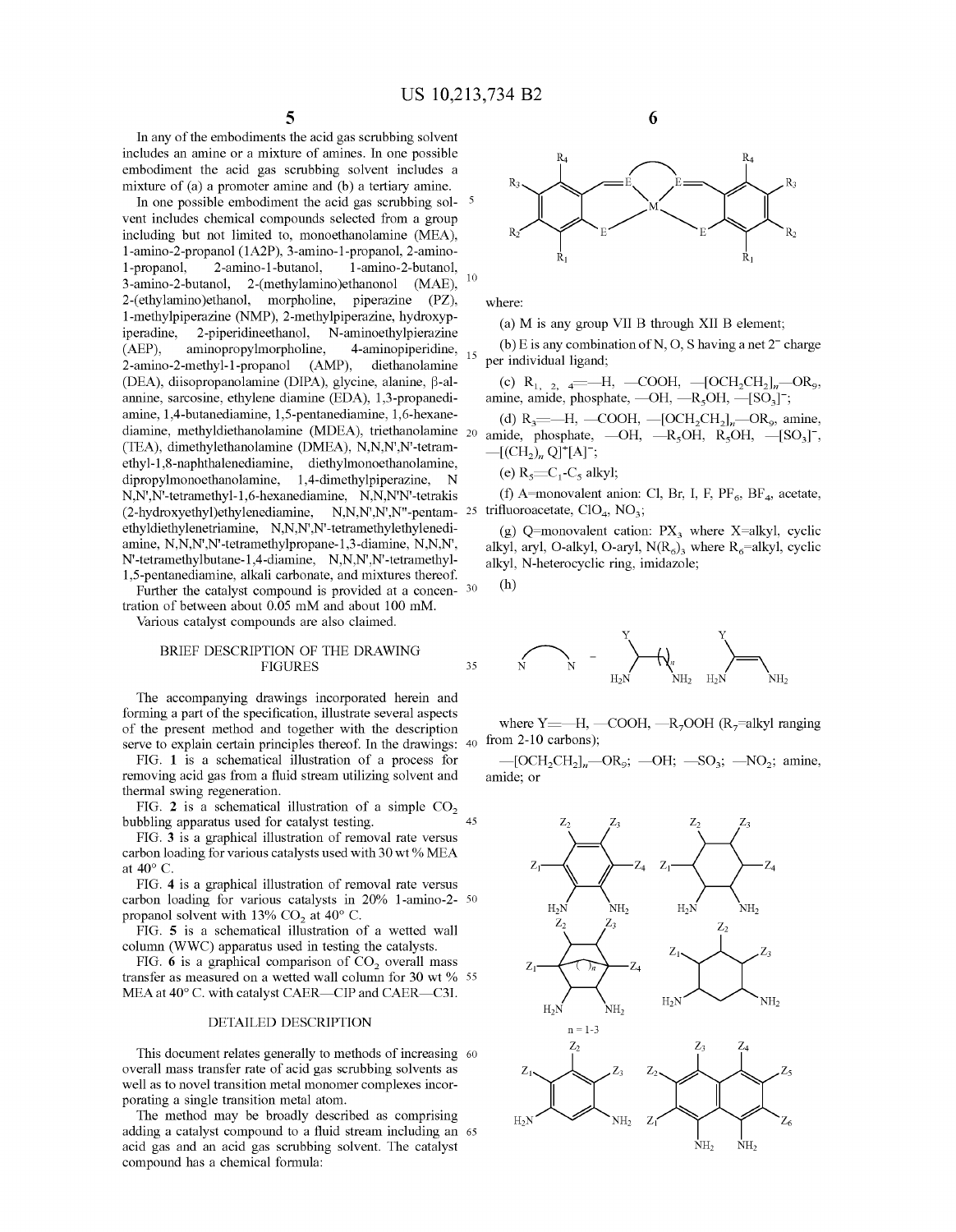In any of the embodiments the acid gas scrubbing solvent includes an amine or a mixture of amines. In one possible embodiment the acid gas scrubbing solvent includes a mixture of (a) a promoter amine and (b) a tertiary amine.

In one possible embodiment the acid gas scrubbing solvent includes chemical compounds selected from a group including but not limited to, monoethanolamine (MEA), 1-amino-2-propanol (1A2P), 3-amino-1-propanol, 2-amino-1-propanol, 2-amino-1-butanol, 1-amino-2-butanol, 3-amino-2-butanol, 2-(methylamino)ethanonol (MAE), 2-(ethylamino)ethanol, morpholine, piperazine (PZ), 1-methylpiperazine (NMP), 2-methylpiperazine, hydroxypiperadine, 2-piperidineethanol, N-aminoethylpierazine (AEP), aminopropylmorpholine, 4-aminopiperidine, 2-amino-2-methyl-1-propanol (AMP), diethanolamine (DEA), diisopropanolamine (DIPA), glycine, alanine, β-alannine, sarcosine, ethylene diamine (EDA), 1,3-propanediamine, 1,4-butanediamine, 1,5-pentanediamine, 1,6-hexanediamine, methyldiethanolamine (MDEA), triethanolamine (TEA), dimethylethanolamine (DMEA), N,N,N',N'-tetramethyl-1,8-naphthalenediamine, diethylmonoethanolamine, dipropylmonoethanolamine, 1,4-dimethylpiperazine, N N,N',N'-tetramethyl-1,6-hexanediamine, N,N,N'N'-tetrakis (2-hydroxyethyl)ethylenediamine, N,N,N',N',N"-pentamethyldiethylenetriamine, N,N,N',N'-tetramethylethylenediamine, N,N,N',N'-tetramethylpropane-1,3-diamine, N,N,N',N'-tetramethylbutane-1,4-diamine, N,N,N',N'-tetramethyl-1,5-pentanediamine, alkali carbonate, and mixtures thereof.

Further the catalyst compound is provided at a concentration of between about 0.05 mM and about 100 mM.

Various catalyst compounds are also claimed.

## BRIEF DESCRIPTION OF THE DRAWING FIGURES

The accompanying drawings incorporated herein and forming a part of the specification, illustrate several aspects of the present method and together with the description serve to explain certain principles thereof. In the drawings:

FIG. 1 is a schematical illustration of a process for removing acid gas from a fluid stream utilizing solvent and thermal swing regeneration.

FIG. 2 is a schematical illustration of a simple $CO_2$ bubbling apparatus used for catalyst testing.

FIG. 3 is a graphical illustration of removal rate versus carbon loading for various catalysts used with 30 wt % MEA at 40° C.

FIG. 4 is a graphical illustration of removal rate versus carbon loading for various catalysts in 20% 1-amino-2-propanol solvent with 13% $CO_2$ at 40° C.

FIG. 5 is a schematical illustration of a wetted wall column (WWC) apparatus used in testing the catalysts.

FIG. 6 is a graphical comparison of $CO_2$ overall mass transfer as measured on a wetted wall column for 30 wt % MEA at 40° C. with catalyst CAER—C1P and CAER—C3I.

## DETAILED DESCRIPTION

This document relates generally to methods of increasing overall mass transfer rate of acid gas scrubbing solvents as well as to novel transition metal monomer complexes incorporating a single transition metal atom.

The method may be broadly described as comprising adding a catalyst compound to a fluid stream including an acid gas and an acid gas scrubbing solvent. The catalyst compound has a chemical formula:

[Chemical structure: metal complex with M coordinated by E atoms of two substituted aryl ligands bearing $R_1$–$R_4$, linked by N–N bridge]

where:

(a) M is any group VII B through XII B element;

(b) E is any combination of N, O, S having a net $2^-$ charge per individual ligand;

(c) $R_{1, 2, 4}$=—H, —COOH, —$[OCH_2CH_2]_n$—$OR_9$, amine, amide, phosphate, —OH, —$R_5OH$, —$[SO_3]^-$;

(d) $R_3$=—H, —COOH, —$[OCH_2CH_2]_n$—$OR_9$, amine, amide, phosphate, —OH, —$R_5OH$, $R_5OH$, —$[SO_3]^-$, —$[(CH_2)_n Q]^+[A]^-$;

(e) $R_5$=$C_1$-$C_5$ alkyl;

(f) A=monovalent anion: Cl, Br, I, F, $PF_6$, $BF_4$, acetate, trifluoroacetate, $ClO_4$, $NO_3$;

(g) Q=monovalent cation: $PX_3$ where X=alkyl, cyclic alkyl, aryl, O-alkyl, O-aryl, $N(R_6)_3$ where $R_6$=alkyl, cyclic alkyl, N-heterocyclic ring, imidazole;

(h)

[Chemical structures: N–N bridge = diamine chains $H_2N$–CH(Y)–$(CH_2)_n$–$NH_2$ or $H_2N$–C(Y)=CH–$NH_2$]

where Y=—H, —COOH, —$R_7OOH$ ($R_7$=alkyl ranging from 2-10 carbons);

—$[OCH_2CH_2]_n$—$OR_9$; —OH; —$SO_3$; —$NO_2$; amine, amide; or

[Chemical structures: substituted diamines — o-phenylenediamine and cyclohexanediamine bearing $Z_1$–$Z_4$; bicyclic diamine bearing $Z_1$–$Z_4$ (n = 1-3); 1,3-cyclohexanediamine bearing $Z_1$–$Z_3$; m-phenylenediamine bearing $Z_1$–$Z_3$; 1,8-naphthalenediamine bearing $Z_1$–$Z_6$]

n = 1-3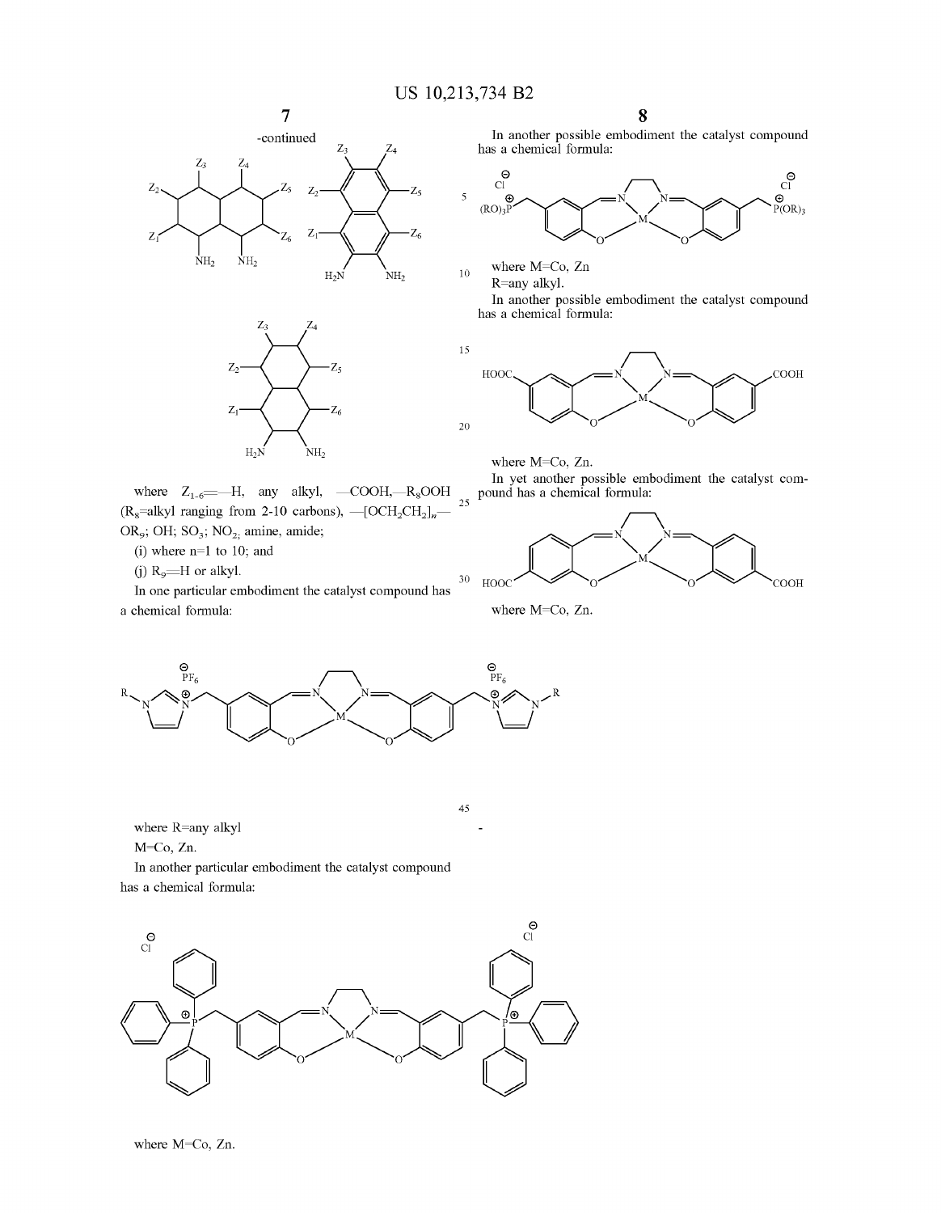-continued

where $Z_{1-6}$=—H, any alkyl, —COOH,—$R_8$OOH ($R_8$=alkyl ranging from 2-10 carbons), —$[OCH_2CH_2]_n$—$OR_9$; OH; $SO_3$; $NO_2$, amine, amide;

(i) where n=1 to 10; and

(j) $R_9$=H or alkyl.

In one particular embodiment the catalyst compound has a chemical formula:

where R=any alkyl

M=Co, Zn.

In another particular embodiment the catalyst compound has a chemical formula:

where M=Co, Zn.

In another possible embodiment the catalyst compound has a chemical formula:

where M=Co, Zn

R=any alkyl.

In another possible embodiment the catalyst compound has a chemical formula:

where M=Co, Zn.

In yet another possible embodiment the catalyst compound has a chemical formula:

where M=Co, Zn.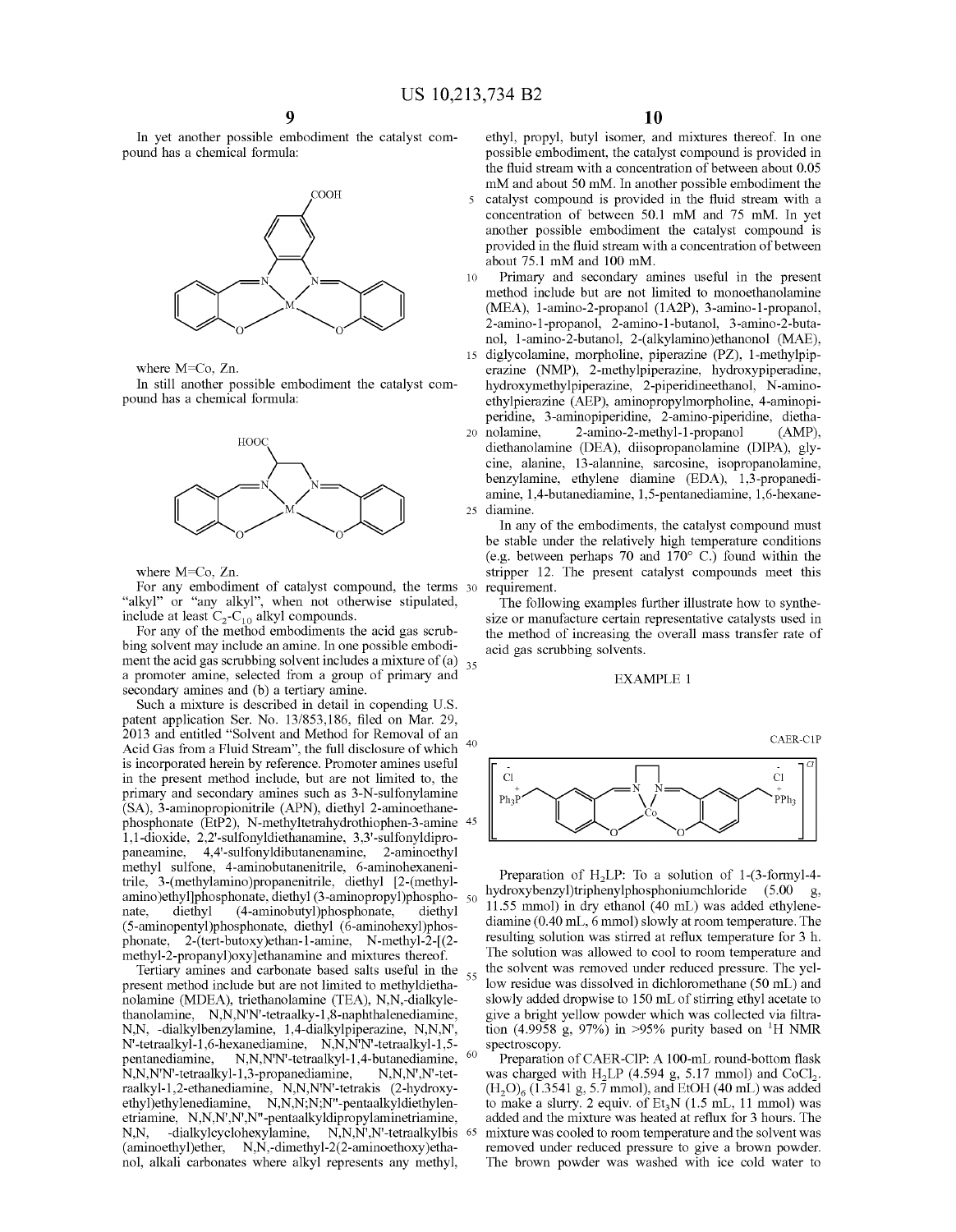In yet another possible embodiment the catalyst compound has a chemical formula:

where M=Co, Zn.

In still another possible embodiment the catalyst compound has a chemical formula:

where M=Co, Zn.

For any embodiment of catalyst compound, the terms "alkyl" or "any alkyl", when not otherwise stipulated, include at least $C_2$-$C_{10}$ alkyl compounds.

For any of the method embodiments the acid gas scrubbing solvent may include an amine. In one possible embodiment the acid gas scrubbing solvent includes a mixture of (a) a promoter amine, selected from a group of primary and secondary amines and (b) a tertiary amine.

Such a mixture is described in detail in copending U.S. patent application Ser. No. 13/853,186, filed on Mar. 29, 2013 and entitled "Solvent and Method for Removal of an Acid Gas from a Fluid Stream", the full disclosure of which is incorporated herein by reference. Promoter amines useful in the present method include, but are not limited to, the primary and secondary amines such as 3-N-sulfonylamine (SA), 3-aminopropionitrile (APN), diethyl 2-aminoethanephosphonate (EtP2), N-methyltetrahydrothiophen-3-amine 1,1-dioxide, 2,2'-sulfonyldiethanamine, 3,3'-sulfonyldipropaneamine, 4,4'-sulfonyldibutanenamine, 2-aminoethyl methyl sulfone, 4-aminobutanenitrile, 6-aminohexanenitrile, 3-(methylamino)propanenitrile, diethyl [2-(methylamino)ethyl]phosphonate, diethyl (3-aminopropyl)phosphonate, diethyl (4-aminobutyl)phosphonate, diethyl (5-aminopentyl)phosphonate, diethyl (6-aminohexyl)phosphonate, 2-(tert-butoxy)ethan-1-amine, N-methyl-2-[(2-methyl-2-propanyl)oxy]ethanamine and mixtures thereof.

Tertiary amines and carbonate based salts useful in the present method include but are not limited to methyldiethanolamine (MDEA), triethanolamine (TEA), N,N,-dialkylethanolamine, N,N,N'N'-tetraalky-1,8-naphthalenediamine, N,N, -dialkylbenzylamine, 1,4-dialkylpiperazine, N,N,N', N'-tetraalkyl-1,6-hexanediamine, N,N,N'N'-tetraalkyl-1,5-pentanediamine, N,N,N'N'-tetraalkyl-1,4-butanediamine, N,N,N'N'-tetraalkyl-1,3-propanediamine, N,N,N',N'-tetraalkyl-1,2-ethanediamine, N,N,N'N'-tetrakis (2-hydroxyethyl)ethylenediamine, N,N,N;N;N"-pentaalkyldiethylenetriamine, N,N,N',N',N"-pentaalkyldipropylaminetriamine, N,N, -dialkylcyclohexylamine, N,N,N',N'-tetraalkylbis (aminoethyl)ether, N,N,-dimethyl-2(2-aminoethoxy)ethanol, alkali carbonates where alkyl represents any methyl, ethyl, propyl, butyl isomer, and mixtures thereof. In one possible embodiment, the catalyst compound is provided in the fluid stream with a concentration of between about 0.05 mM and about 50 mM. In another possible embodiment the catalyst compound is provided in the fluid stream with a concentration of between 50.1 mM and 75 mM. In yet another possible embodiment the catalyst compound is provided in the fluid stream with a concentration of between about 75.1 mM and 100 mM.

Primary and secondary amines useful in the present method include but are not limited to monoethanolamine (MEA), 1-amino-2-propanol (1A2P), 3-amino-1-propanol, 2-amino-1-propanol, 2-amino-1-butanol, 3-amino-2-butanol, 1-amino-2-butanol, 2-(alkylamino)ethanonol (MAE), diglycolamine, morpholine, piperazine (PZ), 1-methylpiperazine (NMP), 2-methylpiperazine, hydroxypiperadine, hydroxymethylpiperazine, 2-piperidineethanol, N-aminoethylpierazine (AEP), aminopropylmorpholine, 4-aminopiperidine, 3-aminopiperidine, 2-amino-piperidine, diethanolamine, 2-amino-2-methyl-1-propanol (AMP), diethanolamine (DEA), diisopropanolamine (DIPA), glycine, alanine, 13-alannine, sarcosine, isopropanolamine, benzylamine, ethylene diamine (EDA), 1,3-propanediamine, 1,4-butanediamine, 1,5-pentanediamine, 1,6-hexanediamine.

In any of the embodiments, the catalyst compound must be stable under the relatively high temperature conditions (e.g. between perhaps 70 and 170° C.) found within the stripper 12. The present catalyst compounds meet this requirement.

The following examples further illustrate how to synthesize or manufacture certain representative catalysts used in the method of increasing the overall mass transfer rate of acid gas scrubbing solvents.

## EXAMPLE 1

CAER-C1P

Preparation of $H_2LP$: To a solution of 1-(3-formyl-4-hydroxybenzyl)triphenylphosphoniumchloride (5.00 g, 11.55 mmol) in dry ethanol (40 mL) was added ethylenediamine (0.40 mL, 6 mmol) slowly at room temperature. The resulting solution was stirred at reflux temperature for 3 h. The solution was allowed to cool to room temperature and the solvent was removed under reduced pressure. The yellow residue was dissolved in dichloromethane (50 mL) and slowly added dropwise to 150 mL of stirring ethyl acetate to give a bright yellow powder which was collected via filtration (4.9958 g, 97%) in >95% purity based on $^1H$ NMR spectroscopy.

Preparation of CAER-ClP: A 100-mL round-bottom flask was charged with $H_2LP$ (4.594 g, 5.17 mmol) and $CoCl_2 \cdot (H_2O)_6$ (1.3541 g, 5.7 mmol), and EtOH (40 mL) was added to make a slurry. 2 equiv. of $Et_3N$ (1.5 mL, 11 mmol) was added and the mixture was heated at reflux for 3 hours. The mixture was cooled to room temperature and the solvent was removed under reduced pressure to give a brown powder. The brown powder was washed with ice cold water to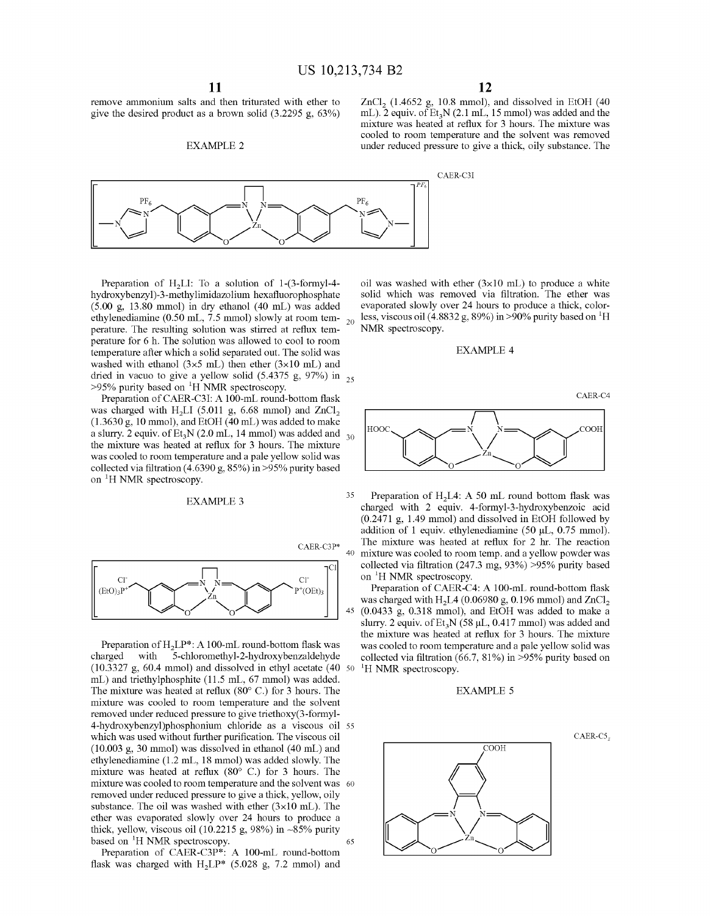remove ammonium salts and then triturated with ether to give the desired product as a brown solid (3.2295 g, 63%)

### EXAMPLE 2

CAER-C3I

Preparation of $H_2LI$: To a solution of 1-(3-formyl-4-hydroxybenzyl)-3-methylimidazolium hexafluorophosphate (5.00 g, 13.80 mmol) in dry ethanol (40 mL) was added ethylenediamine (0.50 mL, 7.5 mmol) slowly at room temperature. The resulting solution was stirred at reflux temperature for 6 h. The solution was allowed to cool to room temperature after which a solid separated out. The solid was washed with ethanol (3×5 mL) then ether (3×10 mL) and dried in vacuo to give a yellow solid (5.4375 g, 97%) in >95% purity based on $^1H$ NMR spectroscopy.

Preparation of CAER-C3I: A 100-mL round-bottom flask was charged with $H_2LI$ (5.011 g, 6.68 mmol) and $ZnCl_2$ (1.3630 g, 10 mmol), and EtOH (40 mL) was added to make a slurry. 2 equiv. of $Et_3N$ (2.0 mL, 14 mmol) was added and the mixture was heated at reflux for 3 hours. The mixture was cooled to room temperature and a pale yellow solid was collected via filtration (4.6390 g, 85%) in >95% purity based on $^1H$ NMR spectroscopy.

### EXAMPLE 3

CAER-C3P*

Preparation of $H_2LP$*: A 100-mL round-bottom flask was charged with 5-chloromethyl-2-hydroxybenzaldehyde (10.3327 g, 60.4 mmol) and dissolved in ethyl acetate (40 mL) and triethylphosphite (11.5 mL, 67 mmol) was added. The mixture was heated at reflux (80° C.) for 3 hours. The mixture was cooled to room temperature and the solvent removed under reduced pressure to give triethoxy(3-formyl-4-hydroxybenzyl)phosphonium chloride as a viscous oil which was used without further purification. The viscous oil (10.003 g, 30 mmol) was dissolved in ethanol (40 mL) and ethylenediamine (1.2 mL, 18 mmol) was added slowly. The mixture was heated at reflux (80° C.) for 3 hours. The mixture was cooled to room temperature and the solvent was removed under reduced pressure to give a thick, yellow, oily substance. The oil was washed with ether (3×10 mL). The ether was evaporated slowly over 24 hours to produce a thick, yellow, viscous oil (10.2215 g, 98%) in ~85% purity based on $^1H$ NMR spectroscopy.

Preparation of CAER-C3P*: A 100-mL round-bottom flask was charged with $H_2LP$* (5.028 g, 7.2 mmol) and $ZnCl_2$ (1.4652 g, 10.8 mmol), and dissolved in EtOH (40 mL). 2 equiv. of $Et_3N$ (2.1 mL, 15 mmol) was added and the mixture was heated at reflux for 3 hours. The mixture was cooled to room temperature and the solvent was removed under reduced pressure to give a thick, oily substance. The oil was washed with ether (3×10 mL) to produce a white solid which was removed via filtration. The ether was evaporated slowly over 24 hours to produce a thick, colorless, viscous oil (4.8832 g, 89%) in >90% purity based on $^1H$ NMR spectroscopy.

### EXAMPLE 4

CAER-C4

Preparation of $H_2L4$: A 50 mL round bottom flask was charged with 2 equiv. 4-formyl-3-hydroxybenzoic acid (0.2471 g, 1.49 mmol) and dissolved in EtOH followed by addition of 1 equiv. ethylenediamine (50 μL, 0.75 mmol). The mixture was heated at reflux for 2 hr. The reaction mixture was cooled to room temp. and a yellow powder was collected via filtration (247.3 mg, 93%) >95% purity based on $^1H$ NMR spectroscopy.

Preparation of CAER-C4: A 100-mL round-bottom flask was charged with $H_2L4$ (0.06980 g, 0.196 mmol) and $ZnCl_2$ (0.0433 g, 0.318 mmol), and EtOH was added to make a slurry. 2 equiv. of $Et_3N$ (58 μL, 0.417 mmol) was added and the mixture was heated at reflux for 3 hours. The mixture was cooled to room temperature and a pale yellow solid was collected via filtration (66.7, 81%) in >95% purity based on $^1H$ NMR spectroscopy.

### EXAMPLE 5

CAER-$C5_z$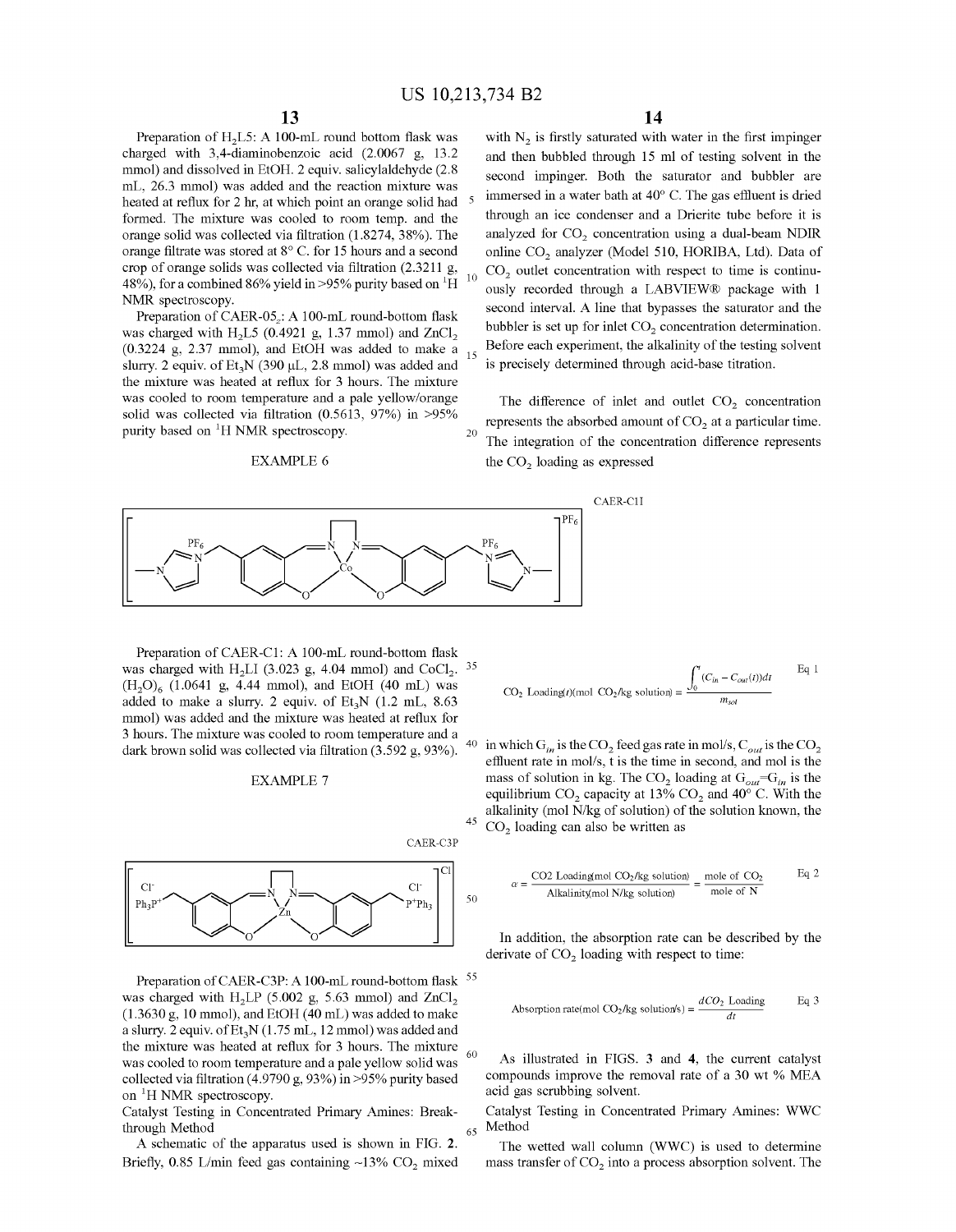Preparation of $H_2L5$: A 100-mL round bottom flask was charged with 3,4-diaminobenzoic acid (2.0067 g, 13.2 mmol) and dissolved in EtOH. 2 equiv. salicylaldehyde (2.8 mL, 26.3 mmol) was added and the reaction mixture was heated at reflux for 2 hr, at which point an orange solid had formed. The mixture was cooled to room temp. and the orange solid was collected via filtration (1.8274, 38%). The orange filtrate was stored at 8° C. for 15 hours and a second crop of orange solids was collected via filtration (2.3211 g, 48%), for a combined 86% yield in >95% purity based on $^1H$ NMR spectroscopy.

Preparation of CAER-05$_Z$: A 100-mL round-bottom flask was charged with $H_2L5$ (0.4921 g, 1.37 mmol) and $ZnCl_2$ (0.3224 g, 2.37 mmol), and EtOH was added to make a slurry. 2 equiv. of $Et_3N$ (390 μL, 2.8 mmol) was added and the mixture was heated at reflux for 3 hours. The mixture was cooled to room temperature and a pale yellow/orange solid was collected via filtration (0.5613, 97%) in >95% purity based on $^1H$ NMR spectroscopy.

## EXAMPLE 6

CAER-C1I

Preparation of CAER-C1: A 100-mL round-bottom flask was charged with $H_2LI$ (3.023 g, 4.04 mmol) and $CoCl_2(H_2O)_6$ (1.0641 g, 4.44 mmol), and EtOH (40 mL) was added to make a slurry. 2 equiv. of $Et_3N$ (1.2 mL, 8.63 mmol) was added and the mixture was heated at reflux for 3 hours. The mixture was cooled to room temperature and a dark brown solid was collected via filtration (3.592 g, 93%).

## EXAMPLE 7

CAER-C3P

Preparation of CAER-C3P: A 100-mL round-bottom flask was charged with $H_2LP$ (5.002 g, 5.63 mmol) and $ZnCl_2$ (1.3630 g, 10 mmol), and EtOH (40 mL) was added to make a slurry. 2 equiv. of $Et_3N$ (1.75 mL, 12 mmol) was added and the mixture was heated at reflux for 3 hours. The mixture was cooled to room temperature and a pale yellow solid was collected via filtration (4.9790 g, 93%) in >95% purity based on $^1H$ NMR spectroscopy.

Catalyst Testing in Concentrated Primary Amines: Breakthrough Method

A schematic of the apparatus used is shown in FIG. 2. Briefly, 0.85 L/min feed gas containing ~13% $CO_2$ mixed with $N_2$ is firstly saturated with water in the first impinger and then bubbled through 15 ml of testing solvent in the second impinger. Both the saturator and bubbler are immersed in a water bath at 40° C. The gas effluent is dried through an ice condenser and a Drierite tube before it is analyzed for $CO_2$ concentration using a dual-beam NDIR online $CO_2$ analyzer (Model 510, HORIBA, Ltd). Data of $CO_2$ outlet concentration with respect to time is continuously recorded through a LABVIEW® package with 1 second interval. A line that bypasses the saturator and the bubbler is set up for inlet $CO_2$ concentration determination. Before each experiment, the alkalinity of the testing solvent is precisely determined through acid-base titration.

The difference of inlet and outlet $CO_2$ concentration represents the absorbed amount of $CO_2$ at a particular time. The integration of the concentration difference represents the $CO_2$ loading as expressed

$$\text{CO}_2\text{ Loading}(t)(\text{mol CO}_2/\text{kg solution}) = \frac{\int_0^{\tau}(C_{in} - C_{out}(t))dt}{m_{sol}} \quad \text{Eq 1}$$

in which $G_{in}$ is the $CO_2$ feed gas rate in mol/s, $C_{out}$ is the $CO_2$ effluent rate in mol/s, t is the time in second, and mol is the mass of solution in kg. The $CO_2$ loading at $G_{out}=G_{in}$ is the equilibrium $CO_2$ capacity at 13% $CO_2$ and 40° C. With the alkalinity (mol N/kg of solution) of the solution known, the $CO_2$ loading can also be written as

$$\alpha = \frac{\text{CO2 Loading(mol CO}_2\text{/kg solution)}}{\text{Alkalinity(mol N/kg solution)}} = \frac{\text{mole of CO}_2}{\text{mole of N}} \quad \text{Eq 2}$$

In addition, the absorption rate can be described by the derivate of $CO_2$ loading with respect to time:

$$\text{Absorption rate(mol CO}_2\text{/kg solution/s)} = \frac{dCO_2\text{ Loading}}{dt} \quad \text{Eq 3}$$

As illustrated in FIGS. 3 and 4, the current catalyst compounds improve the removal rate of a 30 wt % MEA acid gas scrubbing solvent.

Catalyst Testing in Concentrated Primary Amines: WWC Method

The wetted wall column (WWC) is used to determine mass transfer of $CO_2$ into a process absorption solvent. The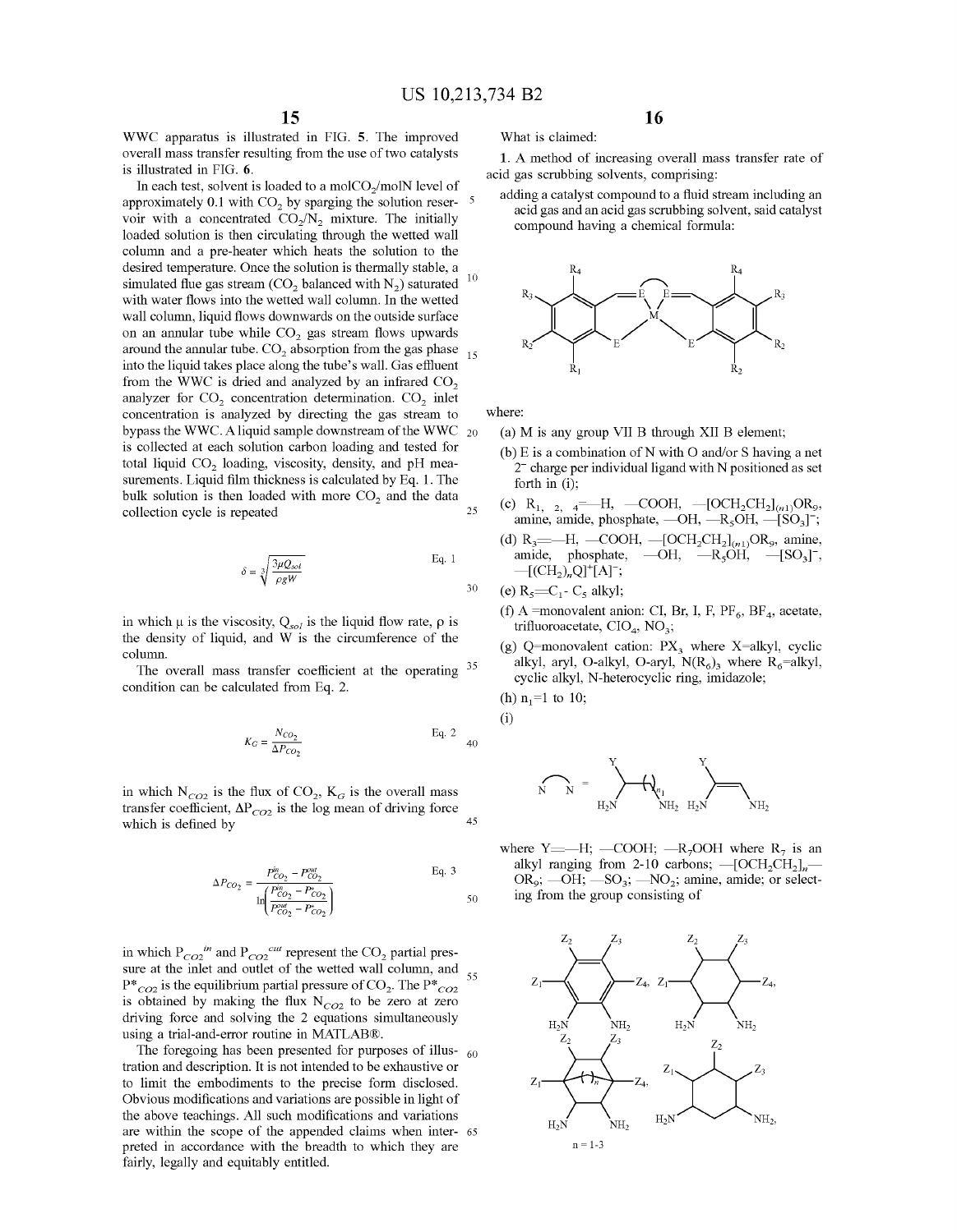WWC apparatus is illustrated in FIG. 5. The improved overall mass transfer resulting from the use of two catalysts is illustrated in FIG. 6.

In each test, solvent is loaded to a mol$CO_2$/molN level of approximately 0.1 with $CO_2$ by sparging the solution reservoir with a concentrated $CO_2/N_2$ mixture. The initially loaded solution is then circulating through the wetted wall column and a pre-heater which heats the solution to the desired temperature. Once the solution is thermally stable, a simulated flue gas stream ($CO_2$ balanced with $N_2$) saturated with water flows into the wetted wall column. In the wetted wall column, liquid flows downwards on the outside surface on an annular tube while $CO_2$ gas stream flows upwards around the annular tube. $CO_2$ absorption from the gas phase into the liquid takes place along the tube's wall. Gas effluent from the WWC is dried and analyzed by an infrared $CO_2$ analyzer for $CO_2$ concentration determination. $CO_2$ inlet concentration is analyzed by directing the gas stream to bypass the WWC. A liquid sample downstream of the WWC is collected at each solution carbon loading and tested for total liquid $CO_2$ loading, viscosity, density, and pH measurements. Liquid film thickness is calculated by Eq. 1. The bulk solution is then loaded with more $CO_2$ and the data collection cycle is repeated

$$\delta = \sqrt[3]{\frac{3\mu Q_{sol}}{\rho g W}} \quad \text{Eq. 1}$$

in which μ is the viscosity, $Q_{sol}$ is the liquid flow rate, ρ is the density of liquid, and W is the circumference of the column.

The overall mass transfer coefficient at the operating condition can be calculated from Eq. 2.

$$K_G = \frac{N_{CO_2}}{\Delta P_{CO_2}} \quad \text{Eq. 2}$$

in which $N_{CO2}$ is the flux of $CO_2$, $K_G$ is the overall mass transfer coefficient, $\Delta P_{CO2}$ is the log mean of driving force which is defined by

$$\Delta P_{CO_2} = \frac{P_{CO_2}^{in} - P_{CO_2}^{out}}{\ln\left(\frac{P_{CO_2}^{in} - P_{CO_2}^{*}}{P_{CO_2}^{out} - P_{CO_2}^{*}}\right)} \quad \text{Eq. 3}$$

in which $P_{CO2}^{in}$ and $P_{CO2}^{out}$ represent the $CO_2$ partial pressure at the inlet and outlet of the wetted wall column, and $P^*_{CO2}$ is the equilibrium partial pressure of $CO_2$. The $P^*_{CO2}$ is obtained by making the flux $N_{CO2}$ to be zero at zero driving force and solving the 2 equations simultaneously using a trial-and-error routine in MATLAB®.

The foregoing has been presented for purposes of illustration and description. It is not intended to be exhaustive or to limit the embodiments to the precise form disclosed. Obvious modifications and variations are possible in light of the above teachings. All such modifications and variations are within the scope of the appended claims when interpreted in accordance with the breadth to which they are fairly, legally and equitably entitled.

What is claimed:

1. A method of increasing overall mass transfer rate of acid gas scrubbing solvents, comprising:

adding a catalyst compound to a fluid stream including an acid gas and an acid gas scrubbing solvent, said catalyst compound having a chemical formula:

where:

(a) M is any group VII B through XII B element;

(b) E is a combination of N with O and/or S having a net $2^-$ charge per individual ligand with N positioned as set forth in (i);

(c) $R_{1, 2, 4}$=—H, —COOH, —$[OCH_2CH_2]_{(n1)}OR_9$, amine, amide, phosphate, —OH, —$R_5$OH, —$[SO_3]^-$;

(d) $R_3$=—H, —COOH, —$[OCH_2CH_2]_{(n1)}OR_9$, amine, amide, phosphate, —OH, —$R_5$OH, —$[SO_3]^-$, —$[(CH_2)_nQ]^+[A]^-$;

(e) $R_5$=$C_1$-$C_5$ alkyl;

(f) A =monovalent anion: Cl, Br, I, F, $PF_6$, $BF_4$, acetate, trifluoroacetate, $ClO_4$, $NO_3$;

(g) Q=monovalent cation: $PX_3$ where X=alkyl, cyclic alkyl, aryl, O-alkyl, O-aryl, $N(R_6)_3$ where $R_6$=alkyl, cyclic alkyl, N-heterocyclic ring, imidazole;

(h) $n_1$=1 to 10;

(i)

where Y=—H; —COOH; —$R_7$OOH where $R_7$ is an alkyl ranging from 2-10 carbons; —$[OCH_2CH_2]_n$—$OR_9$; —OH; —$SO_3$; —$NO_2$; amine, amide; or selecting from the group consisting of

n = 1-3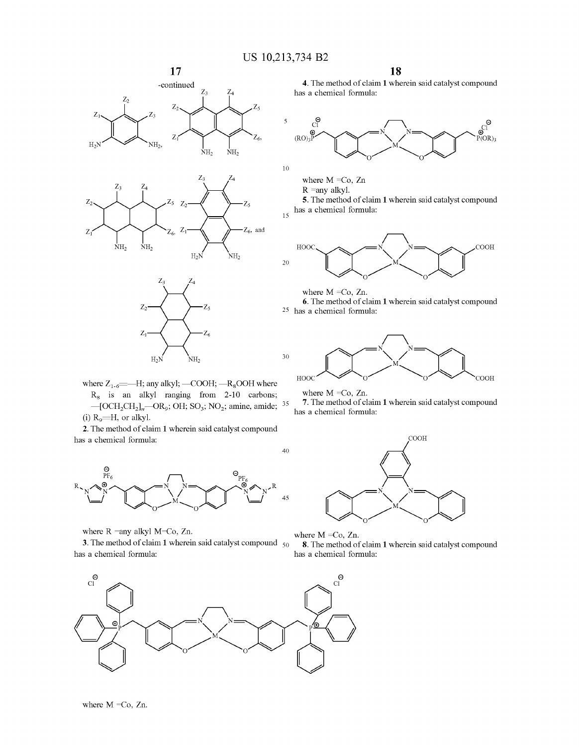-continued

where $Z_{1-6}$=—H; any alkyl; —COOH; —$R_8$OOH where $R_8$ is an alkyl ranging from 2-10 carbons; —$[OCH_2CH_2]_n$—$OR_9$; OH; $SO_3$; $NO_2$; amine, amide;

(i) $R_9$=H, or alkyl.

2. The method of claim 1 wherein said catalyst compound has a chemical formula:

where R =any alkyl M=Co, Zn.

3. The method of claim 1 wherein said catalyst compound has a chemical formula:

where M =Co, Zn.

4. The method of claim 1 wherein said catalyst compound has a chemical formula:

where M =Co, Zn

R =any alkyl.

5. The method of claim 1 wherein said catalyst compound has a chemical formula:

where M =Co, Zn.

6. The method of claim 1 wherein said catalyst compound has a chemical formula:

where M =Co, Zn.

7. The method of claim 1 wherein said catalyst compound has a chemical formula:

where M =Co, Zn.

8. The method of claim 1 wherein said catalyst compound has a chemical formula: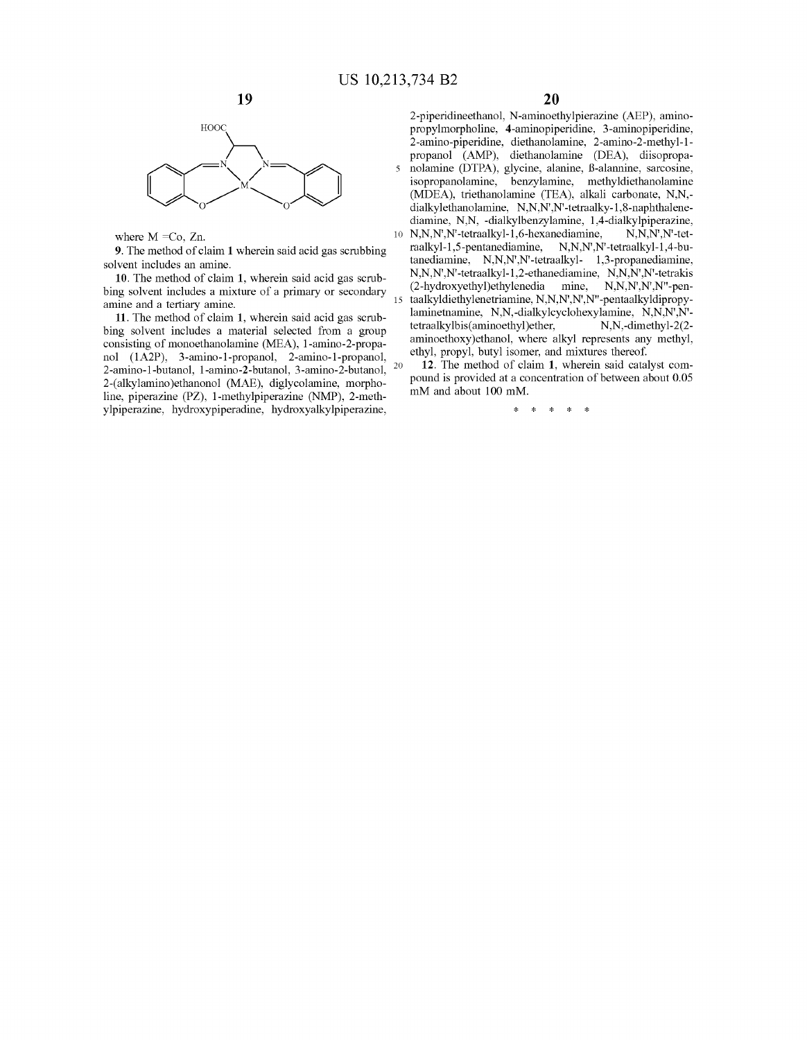where M =Co, Zn.

**9**. The method of claim **1** wherein said acid gas scrubbing solvent includes an amine.

**10**. The method of claim **1**, wherein said acid gas scrubbing solvent includes a mixture of a primary or secondary amine and a tertiary amine.

**11**. The method of claim **1**, wherein said acid gas scrubbing solvent includes a material selected from a group consisting of monoethanolamine (MEA), 1-amino-2-propanol (1A2P), 3-amino-1-propanol, 2-amino-1-propanol, 2-amino-1-butanol, 1-amino-**2**-butanol, 3-amino-2-butanol, 2-(alkylamino)ethanonol (MAE), diglycolamine, morpholine, piperazine (PZ), 1-methylpiperazine (NMP), 2-methylpiperazine, hydroxypiperadine, hydroxyalkylpiperazine, 2-piperidineethanol, N-aminoethylpierazine (AEP), aminopropylmorpholine, **4**-aminopiperidine, 3-aminopiperidine, 2-amino-piperidine, diethanolamine, 2-amino-2-methyl-1-propanol (AMP), diethanolamine (DEA), diisopropanolamine (DIPA), glycine, alanine, ß-alannine, sarcosine, isopropanolamine, benzylamine, methyldiethanolamine (MDEA), triethanolamine (TEA), alkali carbonate, N,N,-dialkylethanolamine, N,N,N',N'-tetraalky-1,8-naphthalenediamine, N,N, -dialkylbenzylamine, 1,4-dialkylpiperazine, N,N,N',N'-tetraalkyl-1,6-hexanediamine, N,N,N',N'-tetraalkyl-1,5-pentanediamine, N,N,N',N'-tetraalkyl-1,4-butanediamine, N,N,N',N'-tetraalkyl- 1,3-propanediamine, N,N,N',N'-tetraalkyl-1,2-ethanediamine, N,N,N',N'-tetrakis (2-hydroxyethyl)ethylenedia mine, N,N,N',N',N''-pentaalkyldiethylenetriamine, N,N,N',N',N''-pentaalkyldipropylaminetnamine, N,N,-dialkylcyclohexylamine, N,N,N',N'-tetraalkylbis(aminoethyl)ether, N,N,-dimethyl-2(2-aminoethoxy)ethanol, where alkyl represents any methyl, ethyl, propyl, butyl isomer, and mixtures thereof.

**12**. The method of claim **1**, wherein said catalyst compound is provided at a concentration of between about 0.05 mM and about 100 mM.

* * * * *